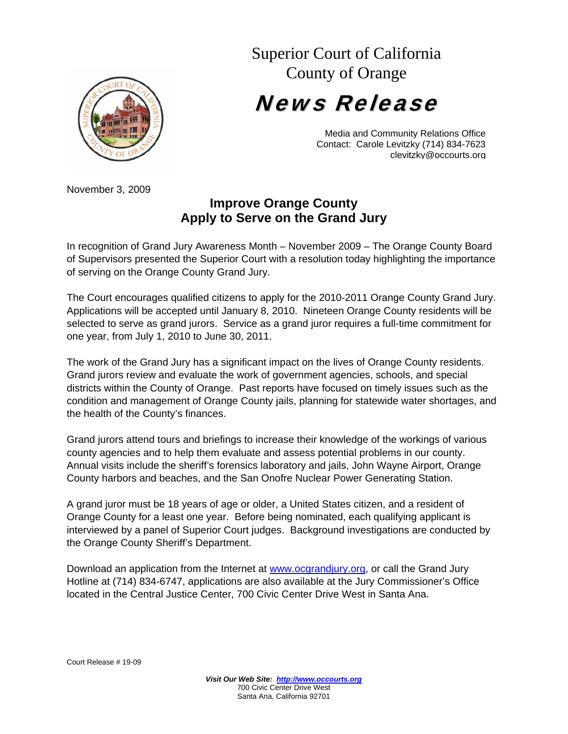# Superior Court of California
# County of Orange

# News Release

Media and Community Relations Office
Contact: Carole Levitzky (714) 834-7623
clevitzky@occourts.org

November 3, 2009

## Improve Orange County
## Apply to Serve on the Grand Jury

In recognition of Grand Jury Awareness Month – November 2009 – The Orange County Board of Supervisors presented the Superior Court with a resolution today highlighting the importance of serving on the Orange County Grand Jury.

The Court encourages qualified citizens to apply for the 2010-2011 Orange County Grand Jury. Applications will be accepted until January 8, 2010. Nineteen Orange County residents will be selected to serve as grand jurors. Service as a grand juror requires a full-time commitment for one year, from July 1, 2010 to June 30, 2011.

The work of the Grand Jury has a significant impact on the lives of Orange County residents. Grand jurors review and evaluate the work of government agencies, schools, and special districts within the County of Orange. Past reports have focused on timely issues such as the condition and management of Orange County jails, planning for statewide water shortages, and the health of the County's finances.

Grand jurors attend tours and briefings to increase their knowledge of the workings of various county agencies and to help them evaluate and assess potential problems in our county. Annual visits include the sheriff's forensics laboratory and jails, John Wayne Airport, Orange County harbors and beaches, and the San Onofre Nuclear Power Generating Station.

A grand juror must be 18 years of age or older, a United States citizen, and a resident of Orange County for a least one year. Before being nominated, each qualifying applicant is interviewed by a panel of Superior Court judges. Background investigations are conducted by the Orange County Sheriff's Department.

Download an application from the Internet at [www.ocgrandjury.org](http://www.ocgrandjury.org), or call the Grand Jury Hotline at (714) 834-6747, applications are also available at the Jury Commissioner's Office located in the Central Justice Center, 700 Civic Center Drive West in Santa Ana.

Court Release # 19-09

***Visit Our Web Site: [http://www.occourts.org](http://www.occourts.org)***
700 Civic Center Drive West
Santa Ana, California 92701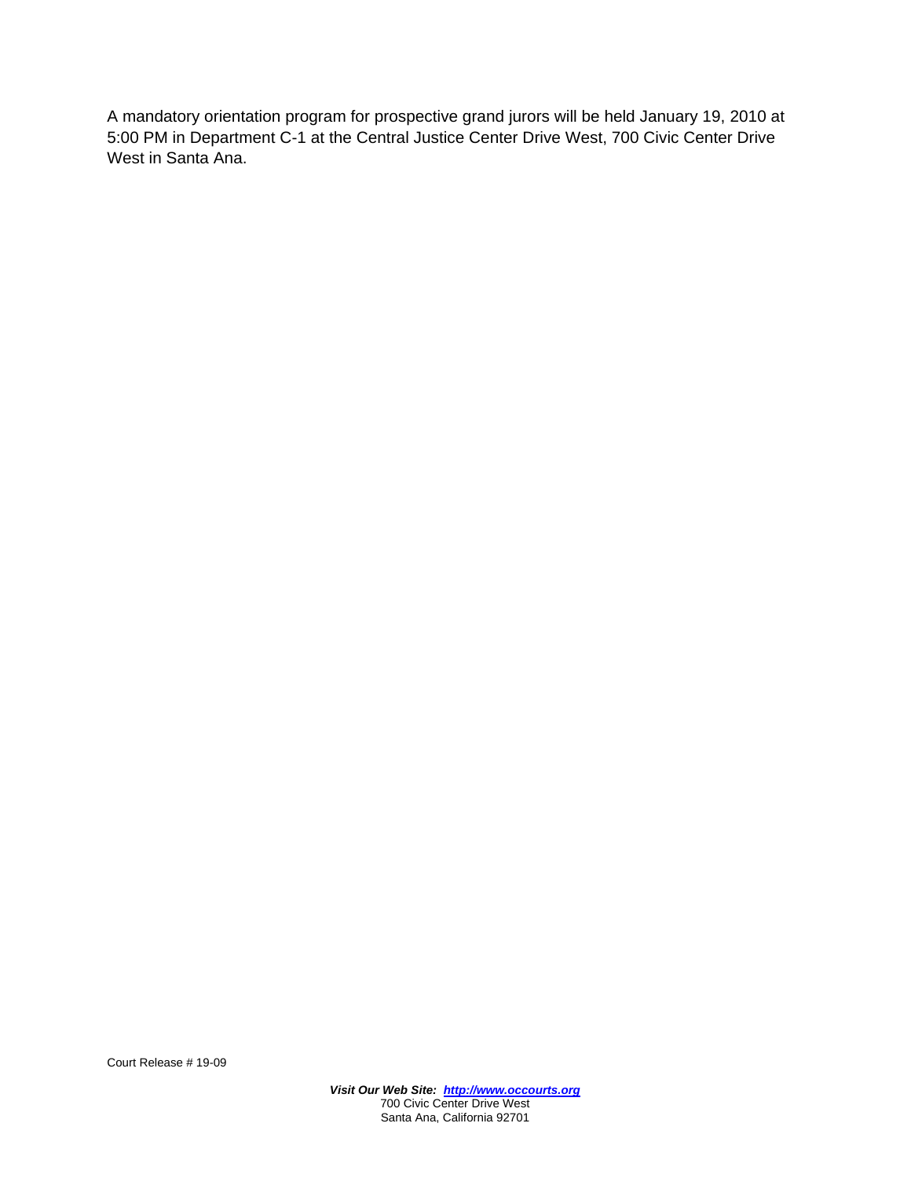A mandatory orientation program for prospective grand jurors will be held January 19, 2010 at 5:00 PM in Department C-1 at the Central Justice Center Drive West, 700 Civic Center Drive West in Santa Ana.

Court Release # 19-09

***Visit Our Web Site: http://www.occourts.org***
700 Civic Center Drive West
Santa Ana, California 92701